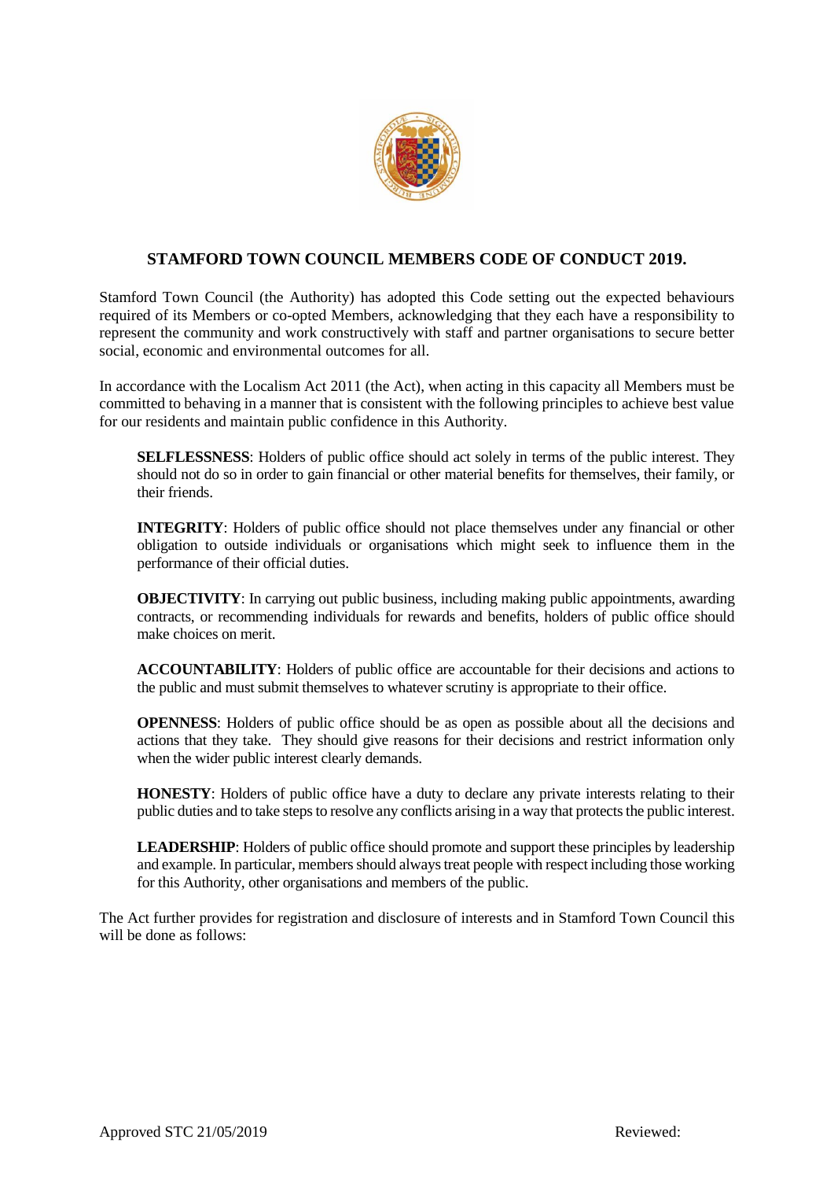# STAMFORD TOWN COUNCIL MEMBERS CODE OF CONDUCT 2019.

Stamford Town Council (the Authority) has adopted this Code setting out the expected behaviours required of its Members or co-opted Members, acknowledging that they each have a responsibility to represent the community and work constructively with staff and partner organisations to secure better social, economic and environmental outcomes for all.

In accordance with the Localism Act 2011 (the Act), when acting in this capacity all Members must be committed to behaving in a manner that is consistent with the following principles to achieve best value for our residents and maintain public confidence in this Authority.

**SELFLESSNESS**: Holders of public office should act solely in terms of the public interest. They should not do so in order to gain financial or other material benefits for themselves, their family, or their friends.

**INTEGRITY**: Holders of public office should not place themselves under any financial or other obligation to outside individuals or organisations which might seek to influence them in the performance of their official duties.

**OBJECTIVITY**: In carrying out public business, including making public appointments, awarding contracts, or recommending individuals for rewards and benefits, holders of public office should make choices on merit.

**ACCOUNTABILITY**: Holders of public office are accountable for their decisions and actions to the public and must submit themselves to whatever scrutiny is appropriate to their office.

**OPENNESS**: Holders of public office should be as open as possible about all the decisions and actions that they take. They should give reasons for their decisions and restrict information only when the wider public interest clearly demands.

**HONESTY**: Holders of public office have a duty to declare any private interests relating to their public duties and to take steps to resolve any conflicts arising in a way that protects the public interest.

**LEADERSHIP**: Holders of public office should promote and support these principles by leadership and example. In particular, members should always treat people with respect including those working for this Authority, other organisations and members of the public.

The Act further provides for registration and disclosure of interests and in Stamford Town Council this will be done as follows:

Approved STC 21/05/2019 Reviewed: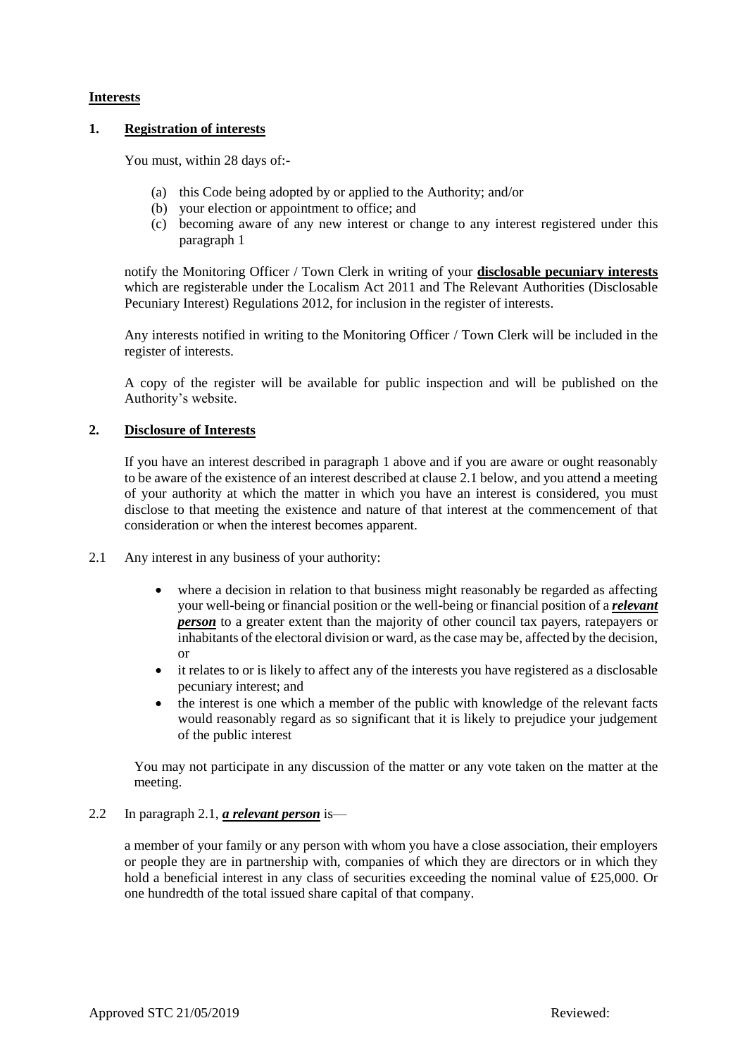**Interests**

**1. Registration of interests**

You must, within 28 days of:-

(a) this Code being adopted by or applied to the Authority; and/or
(b) your election or appointment to office; and
(c) becoming aware of any new interest or change to any interest registered under this paragraph 1

notify the Monitoring Officer / Town Clerk in writing of your **disclosable pecuniary interests** which are registerable under the Localism Act 2011 and The Relevant Authorities (Disclosable Pecuniary Interest) Regulations 2012, for inclusion in the register of interests.

Any interests notified in writing to the Monitoring Officer / Town Clerk will be included in the register of interests.

A copy of the register will be available for public inspection and will be published on the Authority's website.

**2. Disclosure of Interests**

If you have an interest described in paragraph 1 above and if you are aware or ought reasonably to be aware of the existence of an interest described at clause 2.1 below, and you attend a meeting of your authority at which the matter in which you have an interest is considered, you must disclose to that meeting the existence and nature of that interest at the commencement of that consideration or when the interest becomes apparent.

2.1 Any interest in any business of your authority:

- where a decision in relation to that business might reasonably be regarded as affecting your well-being or financial position or the well-being or financial position of a ***relevant person*** to a greater extent than the majority of other council tax payers, ratepayers or inhabitants of the electoral division or ward, as the case may be, affected by the decision, or
- it relates to or is likely to affect any of the interests you have registered as a disclosable pecuniary interest; and
- the interest is one which a member of the public with knowledge of the relevant facts would reasonably regard as so significant that it is likely to prejudice your judgement of the public interest

You may not participate in any discussion of the matter or any vote taken on the matter at the meeting.

2.2 In paragraph 2.1, ***a relevant person*** is—

a member of your family or any person with whom you have a close association, their employers or people they are in partnership with, companies of which they are directors or in which they hold a beneficial interest in any class of securities exceeding the nominal value of £25,000. Or one hundredth of the total issued share capital of that company.

Approved STC 21/05/2019 Reviewed: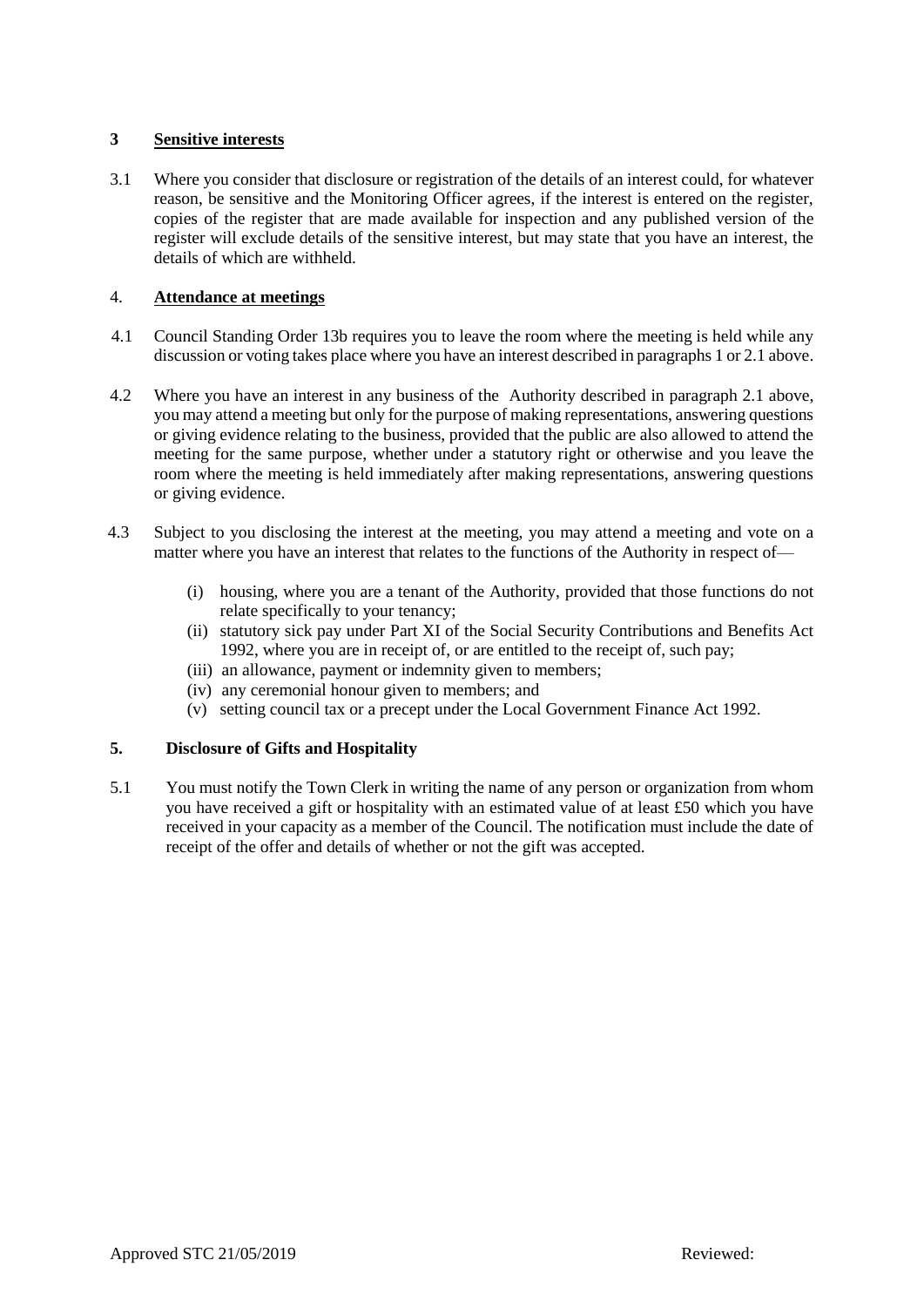## 3 Sensitive interests

3.1 Where you consider that disclosure or registration of the details of an interest could, for whatever reason, be sensitive and the Monitoring Officer agrees, if the interest is entered on the register, copies of the register that are made available for inspection and any published version of the register will exclude details of the sensitive interest, but may state that you have an interest, the details of which are withheld.

## 4. Attendance at meetings

4.1 Council Standing Order 13b requires you to leave the room where the meeting is held while any discussion or voting takes place where you have an interest described in paragraphs 1 or 2.1 above.

4.2 Where you have an interest in any business of the Authority described in paragraph 2.1 above, you may attend a meeting but only for the purpose of making representations, answering questions or giving evidence relating to the business, provided that the public are also allowed to attend the meeting for the same purpose, whether under a statutory right or otherwise and you leave the room where the meeting is held immediately after making representations, answering questions or giving evidence.

4.3 Subject to you disclosing the interest at the meeting, you may attend a meeting and vote on a matter where you have an interest that relates to the functions of the Authority in respect of—

(i) housing, where you are a tenant of the Authority, provided that those functions do not relate specifically to your tenancy;
(ii) statutory sick pay under Part XI of the Social Security Contributions and Benefits Act 1992, where you are in receipt of, or are entitled to the receipt of, such pay;
(iii) an allowance, payment or indemnity given to members;
(iv) any ceremonial honour given to members; and
(v) setting council tax or a precept under the Local Government Finance Act 1992.

## 5. Disclosure of Gifts and Hospitality

5.1 You must notify the Town Clerk in writing the name of any person or organization from whom you have received a gift or hospitality with an estimated value of at least £50 which you have received in your capacity as a member of the Council. The notification must include the date of receipt of the offer and details of whether or not the gift was accepted.

Approved STC 21/05/2019 Reviewed: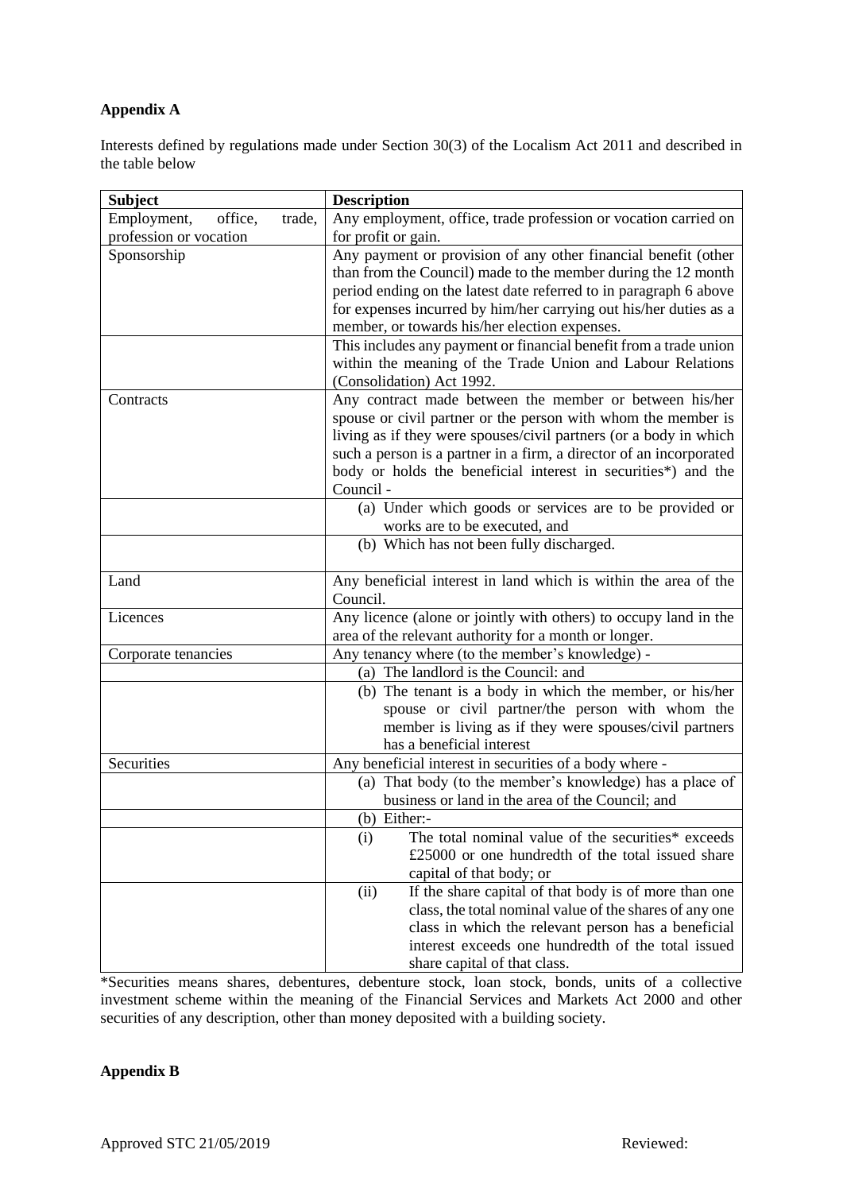**Appendix A**

Interests defined by regulations made under Section 30(3) of the Localism Act 2011 and described in the table below

| Subject | Description |
|---|---|
| Employment, office, trade, profession or vocation | Any employment, office, trade profession or vocation carried on for profit or gain. |
| Sponsorship | Any payment or provision of any other financial benefit (other than from the Council) made to the member during the 12 month period ending on the latest date referred to in paragraph 6 above for expenses incurred by him/her carrying out his/her duties as a member, or towards his/her election expenses. |
| | This includes any payment or financial benefit from a trade union within the meaning of the Trade Union and Labour Relations (Consolidation) Act 1992. |
| Contracts | Any contract made between the member or between his/her spouse or civil partner or the person with whom the member is living as if they were spouses/civil partners (or a body in which such a person is a partner in a firm, a director of an incorporated body or holds the beneficial interest in securities*) and the Council - |
| | (a) Under which goods or services are to be provided or works are to be executed, and |
| | (b) Which has not been fully discharged. |
| Land | Any beneficial interest in land which is within the area of the Council. |
| Licences | Any licence (alone or jointly with others) to occupy land in the area of the relevant authority for a month or longer. |
| Corporate tenancies | Any tenancy where (to the member's knowledge) - |
| | (a) The landlord is the Council: and |
| | (b) The tenant is a body in which the member, or his/her spouse or civil partner/the person with whom the member is living as if they were spouses/civil partners has a beneficial interest |
| Securities | Any beneficial interest in securities of a body where - |
| | (a) That body (to the member's knowledge) has a place of business or land in the area of the Council; and |
| | (b) Either:- |
| | (i) The total nominal value of the securities* exceeds £25000 or one hundredth of the total issued share capital of that body; or |
| | (ii) If the share capital of that body is of more than one class, the total nominal value of the shares of any one class in which the relevant person has a beneficial interest exceeds one hundredth of the total issued share capital of that class. |

*Securities means shares, debentures, debenture stock, loan stock, bonds, units of a collective investment scheme within the meaning of the Financial Services and Markets Act 2000 and other securities of any description, other than money deposited with a building society.

**Appendix B**

Approved STC 21/05/2019 Reviewed: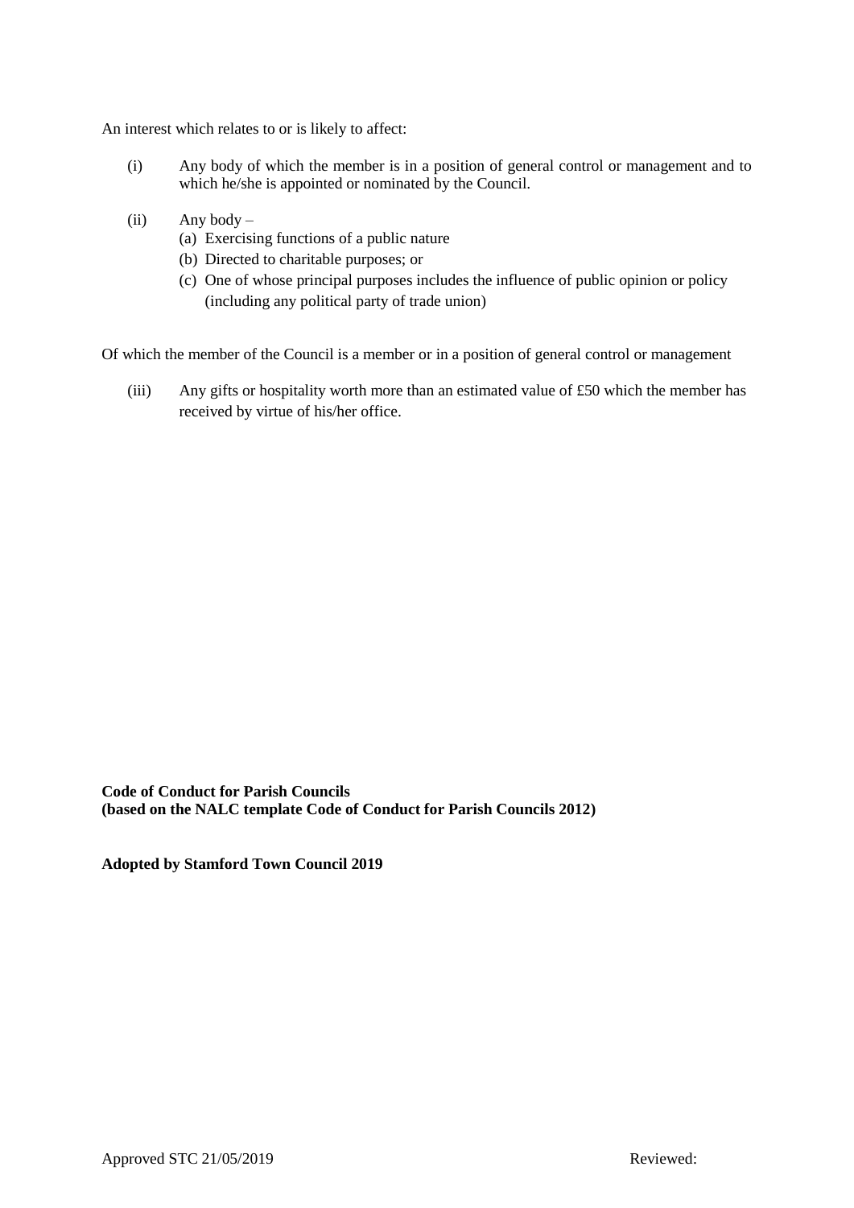An interest which relates to or is likely to affect:

(i) Any body of which the member is in a position of general control or management and to which he/she is appointed or nominated by the Council.

(ii) Any body –
   (a) Exercising functions of a public nature
   (b) Directed to charitable purposes; or
   (c) One of whose principal purposes includes the influence of public opinion or policy (including any political party of trade union)

Of which the member of the Council is a member or in a position of general control or management

(iii) Any gifts or hospitality worth more than an estimated value of £50 which the member has received by virtue of his/her office.

**Code of Conduct for Parish Councils**
**(based on the NALC template Code of Conduct for Parish Councils 2012)**

**Adopted by Stamford Town Council 2019**

Approved STC 21/05/2019 Reviewed: